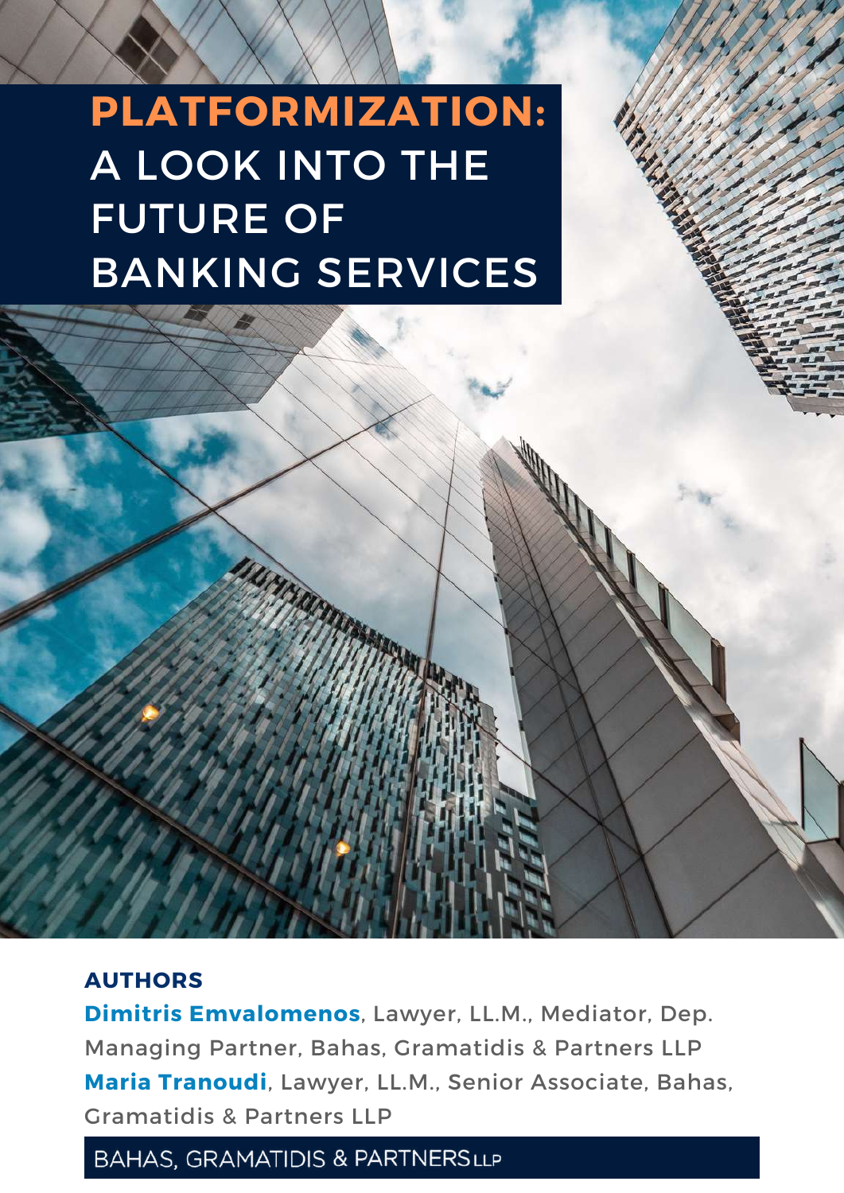# PLATFORMIZATION: A LOOK INTO THE FUTURE OF BANKING SERVICES

**AUTHORS**

**Dimitris Emvalomenos**, Lawyer, LL.M., Mediator, Dep. Managing Partner, Bahas, Gramatidis & Partners LLP

**Maria Tranoudi**, Lawyer, LL.M., Senior Associate, Bahas, Gramatidis & Partners LLP

BAHAS, GRAMATIDIS & PARTNERS LLP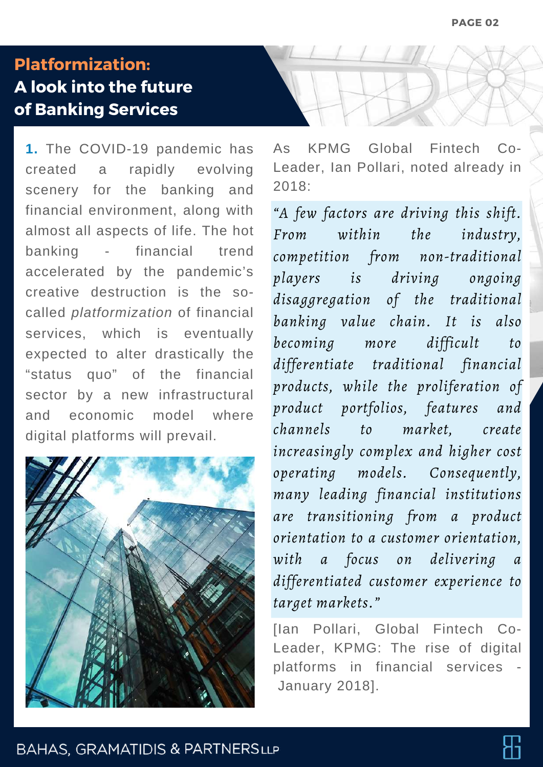# Platformization: A look into the future of Banking Services

**1.** The COVID-19 pandemic has created a rapidly evolving scenery for the banking and financial environment, along with almost all aspects of life. The hot banking - financial trend accelerated by the pandemic's creative destruction is the so-called *platformization* of financial services, which is eventually expected to alter drastically the "status quo" of the financial sector by a new infrastructural and economic model where digital platforms will prevail.

As KPMG Global Fintech Co-Leader, Ian Pollari, noted already in 2018:

> *"A few factors are driving this shift. From within the industry, competition from non-traditional players is driving ongoing disaggregation of the traditional banking value chain. It is also becoming more difficult to differentiate traditional financial products, while the proliferation of product portfolios, features and channels to market, create increasingly complex and higher cost operating models. Consequently, many leading financial institutions are transitioning from a product orientation to a customer orientation, with a focus on delivering a differentiated customer experience to target markets."*

[Ian Pollari, Global Fintech Co-Leader, KPMG: The rise of digital platforms in financial services - January 2018].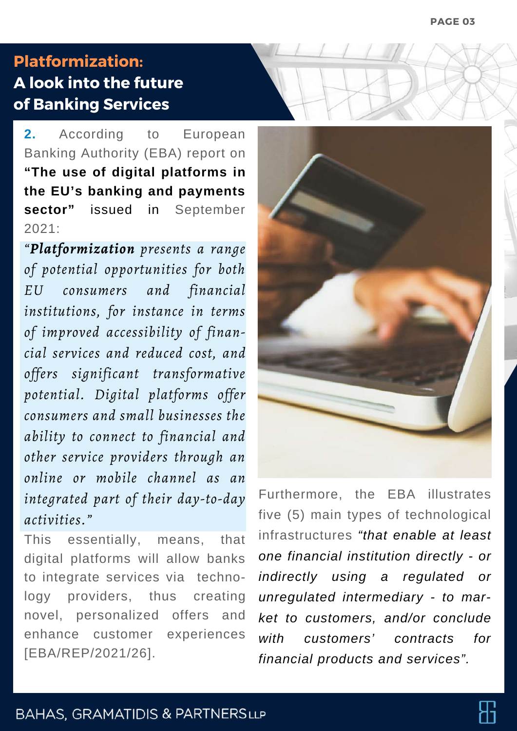# Platformization: A look into the future of Banking Services

**2.** According to European Banking Authority (EBA) report on **"The use of digital platforms in the EU's banking and payments sector"** issued in September 2021:

> *"**Platformization** presents a range of potential opportunities for both EU consumers and financial institutions, for instance in terms of improved accessibility of financial services and reduced cost, and offers significant transformative potential. Digital platforms offer consumers and small businesses the ability to connect to financial and other service providers through an online or mobile channel as an integrated part of their day-to-day activities."*

This essentially, means, that digital platforms will allow banks to integrate services via technology providers, thus creating novel, personalized offers and enhance customer experiences [EBA/REP/2021/26].

Furthermore, the EBA illustrates five (5) main types of technological infrastructures *"that enable at least one financial institution directly - or indirectly using a regulated or unregulated intermediary - to market to customers, and/or conclude with customers' contracts for financial products and services".*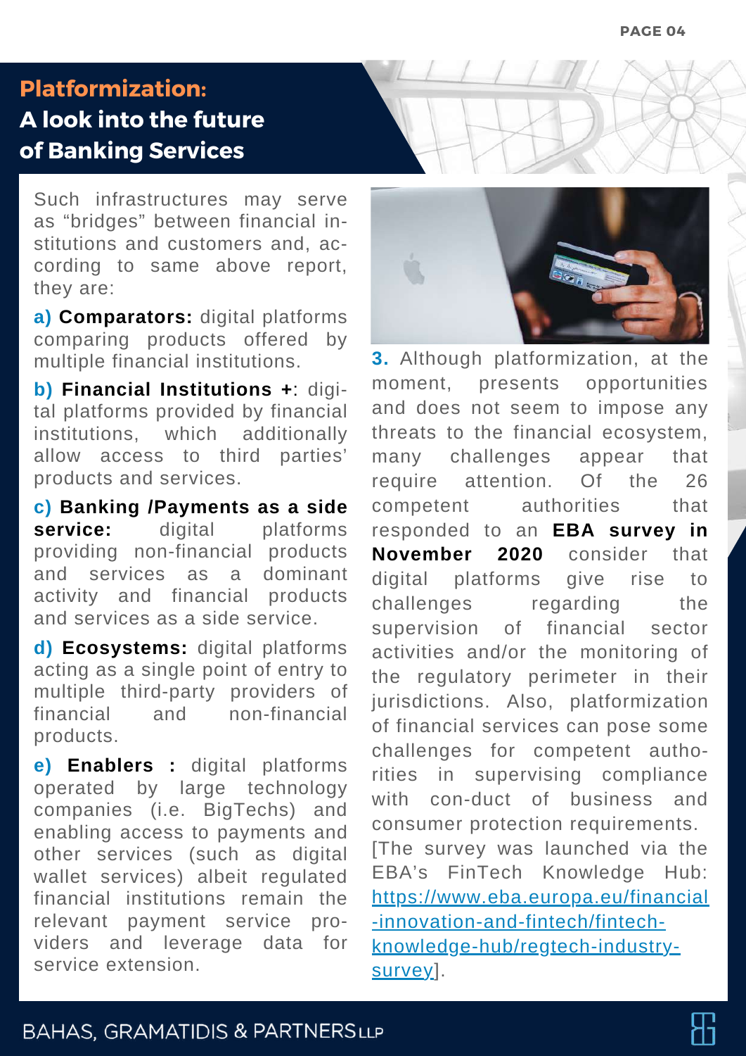# Platformization: A look into the future of Banking Services

Such infrastructures may serve as "bridges" between financial institutions and customers and, according to same above report, they are:

**a) Comparators:** digital platforms comparing products offered by multiple financial institutions.

**b) Financial Institutions +**: digital platforms provided by financial institutions, which additionally allow access to third parties' products and services.

**c) Banking /Payments as a side service:** digital platforms providing non-financial products and services as a dominant activity and financial products and services as a side service.

**d) Ecosystems:** digital platforms acting as a single point of entry to multiple third-party providers of financial and non-financial products.

**e) Enablers :** digital platforms operated by large technology companies (i.e. BigTechs) and enabling access to payments and other services (such as digital wallet services) albeit regulated financial institutions remain the relevant payment service providers and leverage data for service extension.

**3.** Although platformization, at the moment, presents opportunities and does not seem to impose any threats to the financial ecosystem, many challenges appear that require attention. Of the 26 competent authorities that responded to an **EBA survey in November 2020** consider that digital platforms give rise to challenges regarding the supervision of financial sector activities and/or the monitoring of the regulatory perimeter in their jurisdictions. Also, platformization of financial services can pose some challenges for competent authorities in supervising compliance with con-duct of business and consumer protection requirements. [The survey was launched via the EBA's FinTech Knowledge Hub: [https://www.eba.europa.eu/financial-innovation-and-fintech/fintech-knowledge-hub/regtech-industry-survey](https://www.eba.europa.eu/financial-innovation-and-fintech/fintech-knowledge-hub/regtech-industry-survey)].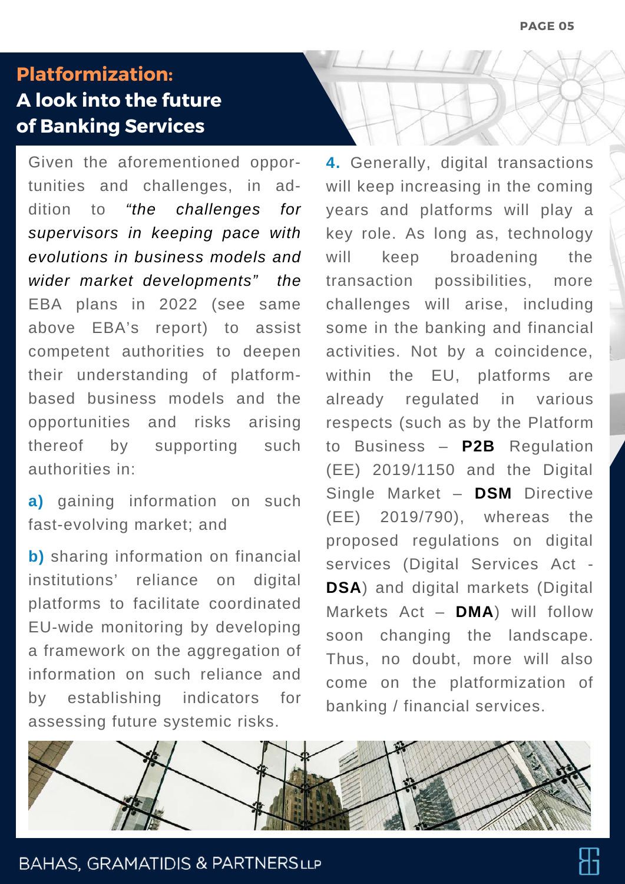## Platformization: A look into the future of Banking Services

Given the aforementioned opportunities and challenges, in addition to *"the challenges for supervisors in keeping pace with evolutions in business models and wider market developments"* the EBA plans in 2022 (see same above EBA's report) to assist competent authorities to deepen their understanding of platform-based business models and the opportunities and risks arising thereof by supporting such authorities in:

**a)** gaining information on such fast-evolving market; and

**b)** sharing information on financial institutions' reliance on digital platforms to facilitate coordinated EU-wide monitoring by developing a framework on the aggregation of information on such reliance and by establishing indicators for assessing future systemic risks.

**4.** Generally, digital transactions will keep increasing in the coming years and platforms will play a key role. As long as, technology will keep broadening the transaction possibilities, more challenges will arise, including some in the banking and financial activities. Not by a coincidence, within the EU, platforms are already regulated in various respects (such as by the Platform to Business – **P2B** Regulation (EE) 2019/1150 and the Digital Single Market – **DSM** Directive (EE) 2019/790), whereas the proposed regulations on digital services (Digital Services Act - **DSA**) and digital markets (Digital Markets Act – **DMA**) will follow soon changing the landscape. Thus, no doubt, more will also come on the platformization of banking / financial services.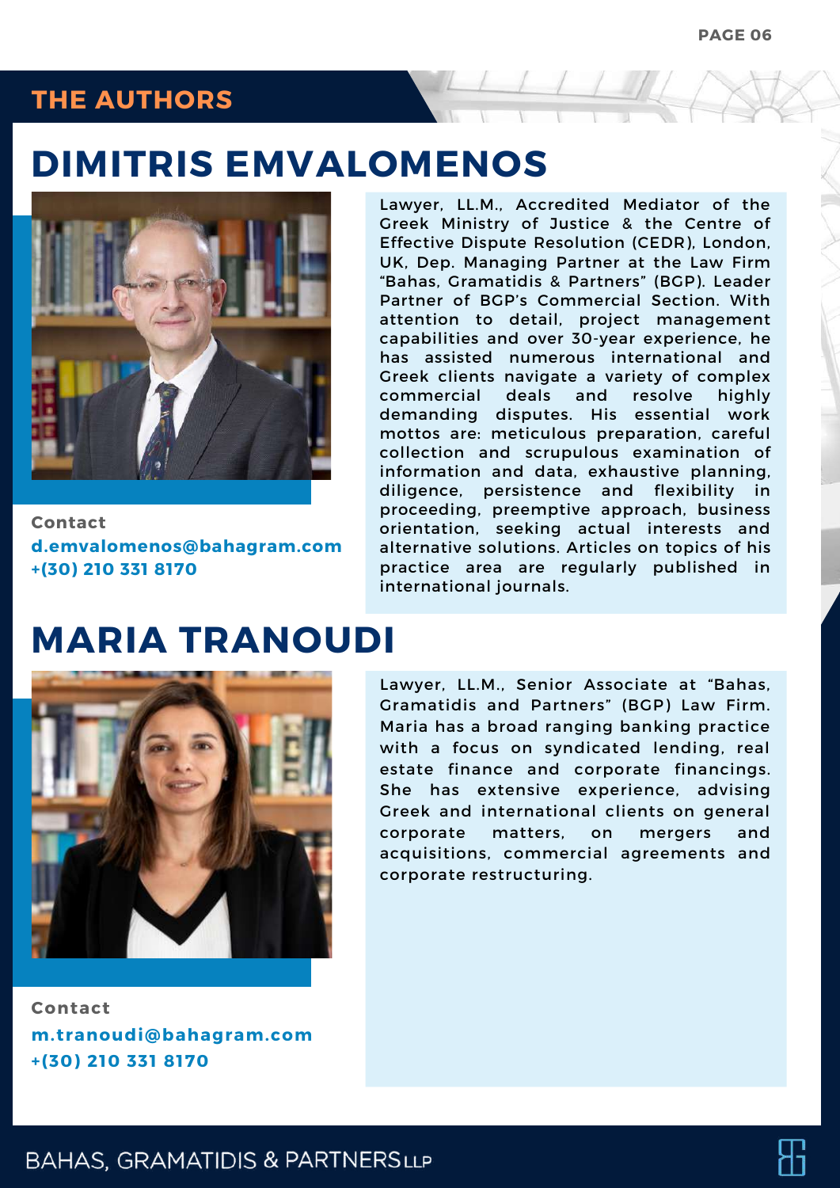## THE AUTHORS

# DIMITRIS EMVALOMENOS

Lawyer, LL.M., Accredited Mediator of the Greek Ministry of Justice & the Centre of Effective Dispute Resolution (CEDR), London, UK, Dep. Managing Partner at the Law Firm "Bahas, Gramatidis & Partners" (BGP). Leader Partner of BGP's Commercial Section. With attention to detail, project management capabilities and over 30-year experience, he has assisted numerous international and Greek clients navigate a variety of complex commercial deals and resolve highly demanding disputes. His essential work mottos are: meticulous preparation, careful collection and scrupulous examination of information and data, exhaustive planning, diligence, persistence and flexibility in proceeding, preemptive approach, business orientation, seeking actual interests and alternative solutions. Articles on topics of his practice area are regularly published in international journals.

**Contact**
**d.emvalomenos@bahagram.com**
**+(30) 210 331 8170**

# MARIA TRANOUDI

Lawyer, LL.M., Senior Associate at "Bahas, Gramatidis and Partners" (BGP) Law Firm. Maria has a broad ranging banking practice with a focus on syndicated lending, real estate finance and corporate financings. She has extensive experience, advising Greek and international clients on general corporate matters, on mergers and acquisitions, commercial agreements and corporate restructuring.

**Contact**
**m.tranoudi@bahagram.com**
**+(30) 210 331 8170**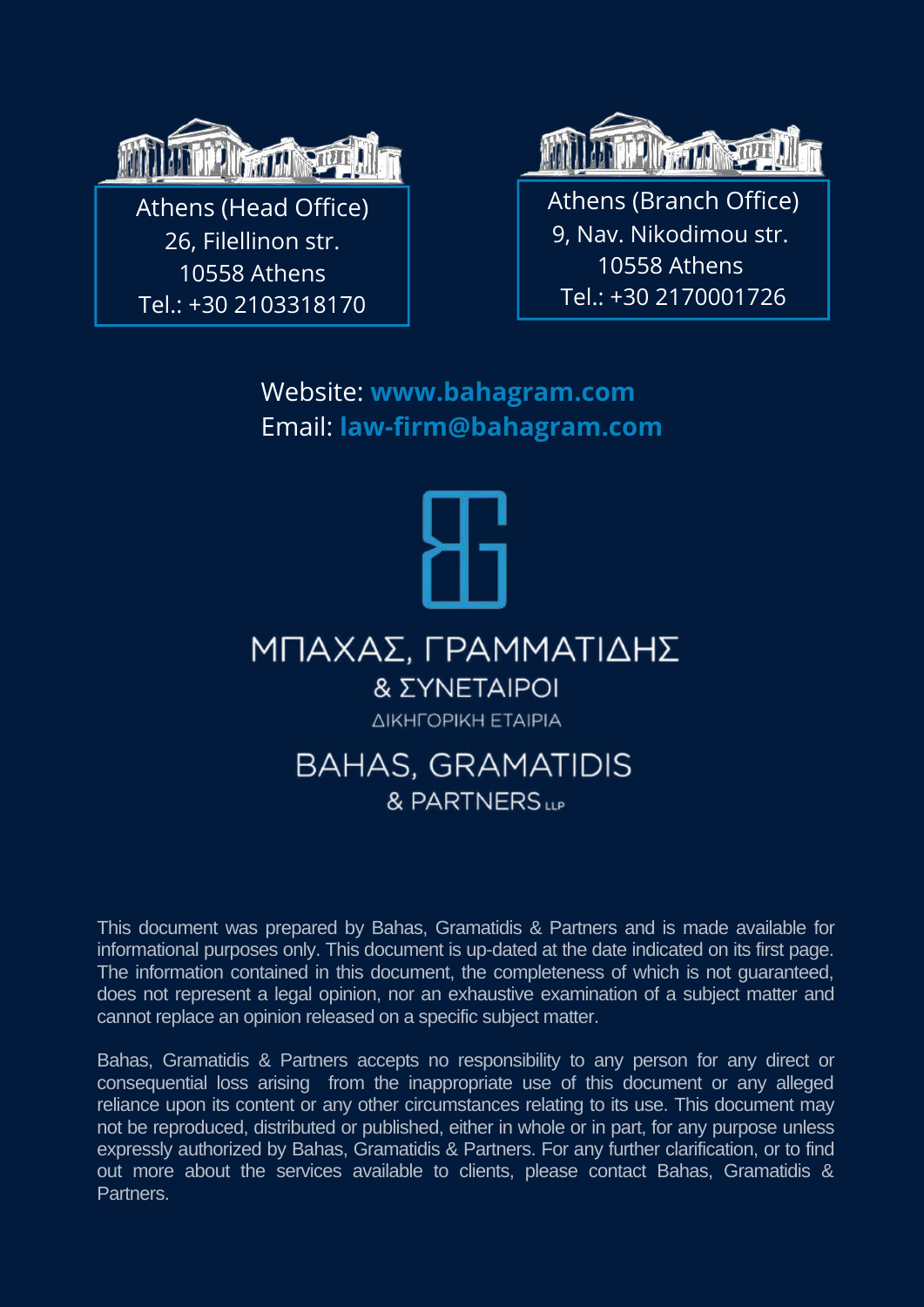Athens (Head Office)
26, Filellinon str.
10558 Athens
Tel.: +30 2103318170

Athens (Branch Office)
9, Nav. Nikodimou str.
10558 Athens
Tel.: +30 2170001726

Website: **www.bahagram.com**
Email: **law-firm@bahagram.com**

ΜΠΑΧΑΣ, ΓΡΑΜΜΑΤΙΔΗΣ
& ΣΥΝΕΤΑΙΡΟΙ
ΔΙΚΗΓΟΡΙΚΗ ΕΤΑΙΡΙΑ

BAHAS, GRAMATIDIS
& PARTNERS LLP

This document was prepared by Bahas, Gramatidis & Partners and is made available for informational purposes only. This document is up-dated at the date indicated on its first page. The information contained in this document, the completeness of which is not guaranteed, does not represent a legal opinion, nor an exhaustive examination of a subject matter and cannot replace an opinion released on a specific subject matter.

Bahas, Gramatidis & Partners accepts no responsibility to any person for any direct or consequential loss arising from the inappropriate use of this document or any alleged reliance upon its content or any other circumstances relating to its use. This document may not be reproduced, distributed or published, either in whole or in part, for any purpose unless expressly authorized by Bahas, Gramatidis & Partners. For any further clarification, or to find out more about the services available to clients, please contact Bahas, Gramatidis & Partners.